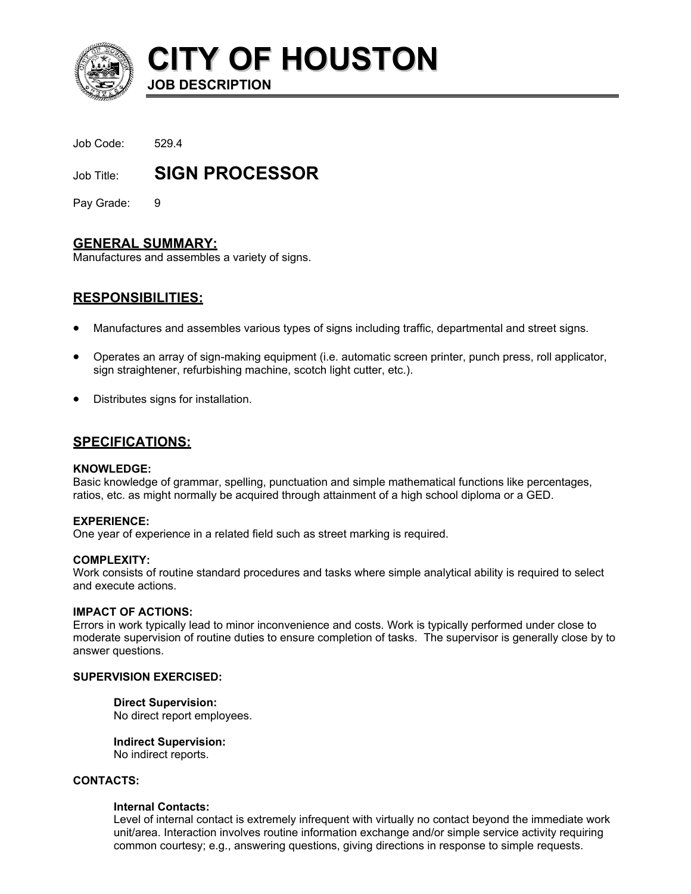# CITY OF HOUSTON

**JOB DESCRIPTION**

Job Code: 529.4

Job Title: **SIGN PROCESSOR**

Pay Grade: 9

## GENERAL SUMMARY:

Manufactures and assembles a variety of signs.

## RESPONSIBILITIES:

- Manufactures and assembles various types of signs including traffic, departmental and street signs.
- Operates an array of sign-making equipment (i.e. automatic screen printer, punch press, roll applicator, sign straightener, refurbishing machine, scotch light cutter, etc.).
- Distributes signs for installation.

## SPECIFICATIONS:

**KNOWLEDGE:**
Basic knowledge of grammar, spelling, punctuation and simple mathematical functions like percentages, ratios, etc. as might normally be acquired through attainment of a high school diploma or a GED.

**EXPERIENCE:**
One year of experience in a related field such as street marking is required.

**COMPLEXITY:**
Work consists of routine standard procedures and tasks where simple analytical ability is required to select and execute actions.

**IMPACT OF ACTIONS:**
Errors in work typically lead to minor inconvenience and costs. Work is typically performed under close to moderate supervision of routine duties to ensure completion of tasks. The supervisor is generally close by to answer questions.

**SUPERVISION EXERCISED:**

**Direct Supervision:**
No direct report employees.

**Indirect Supervision:**
No indirect reports.

**CONTACTS:**

**Internal Contacts:**
Level of internal contact is extremely infrequent with virtually no contact beyond the immediate work unit/area. Interaction involves routine information exchange and/or simple service activity requiring common courtesy; e.g., answering questions, giving directions in response to simple requests.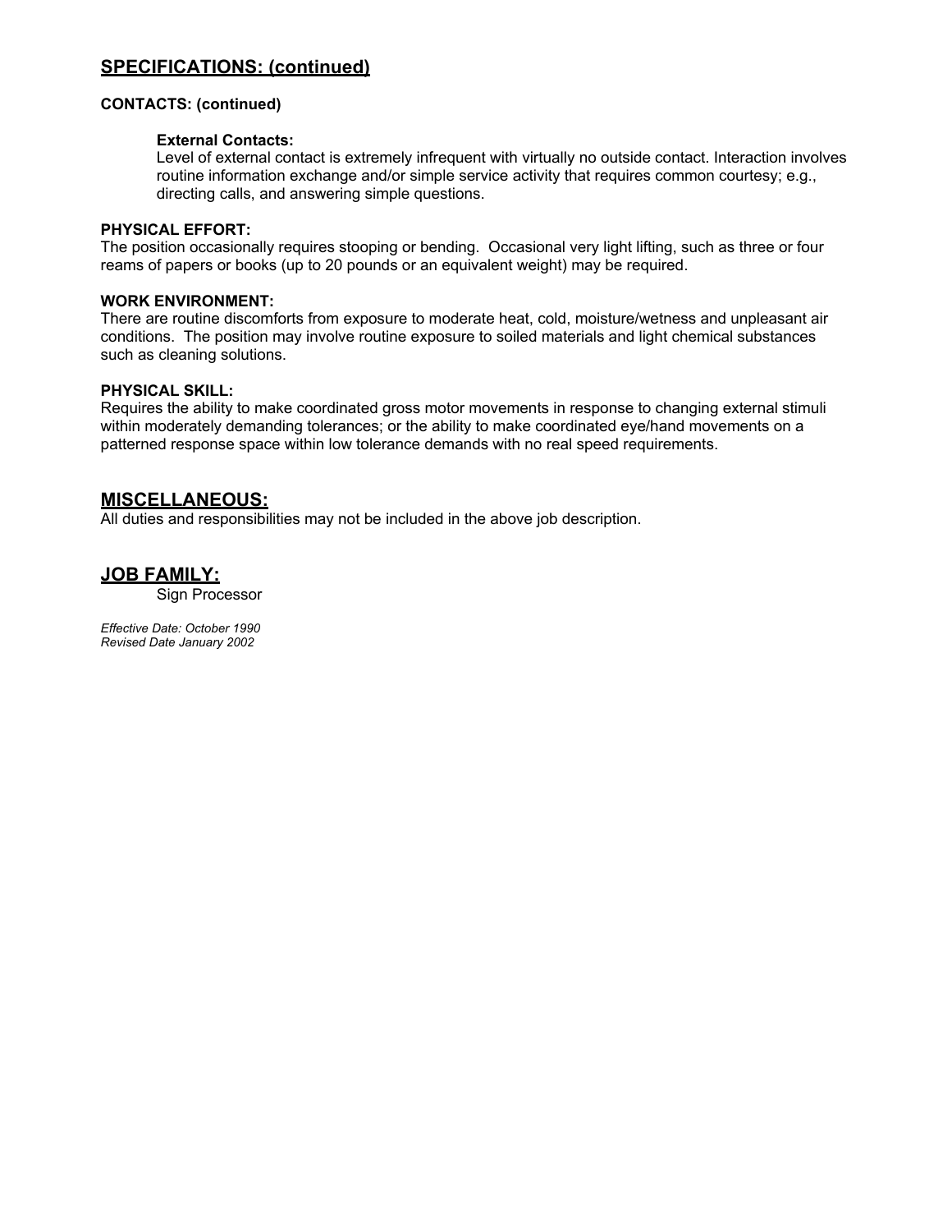## SPECIFICATIONS: (continued)

### CONTACTS: (continued)

**External Contacts:**
Level of external contact is extremely infrequent with virtually no outside contact. Interaction involves routine information exchange and/or simple service activity that requires common courtesy; e.g., directing calls, and answering simple questions.

**PHYSICAL EFFORT:**
The position occasionally requires stooping or bending. Occasional very light lifting, such as three or four reams of papers or books (up to 20 pounds or an equivalent weight) may be required.

**WORK ENVIRONMENT:**
There are routine discomforts from exposure to moderate heat, cold, moisture/wetness and unpleasant air conditions. The position may involve routine exposure to soiled materials and light chemical substances such as cleaning solutions.

**PHYSICAL SKILL:**
Requires the ability to make coordinated gross motor movements in response to changing external stimuli within moderately demanding tolerances; or the ability to make coordinated eye/hand movements on a patterned response space within low tolerance demands with no real speed requirements.

## MISCELLANEOUS:

All duties and responsibilities may not be included in the above job description.

## JOB FAMILY:

Sign Processor

*Effective Date: October 1990*
*Revised Date January 2002*